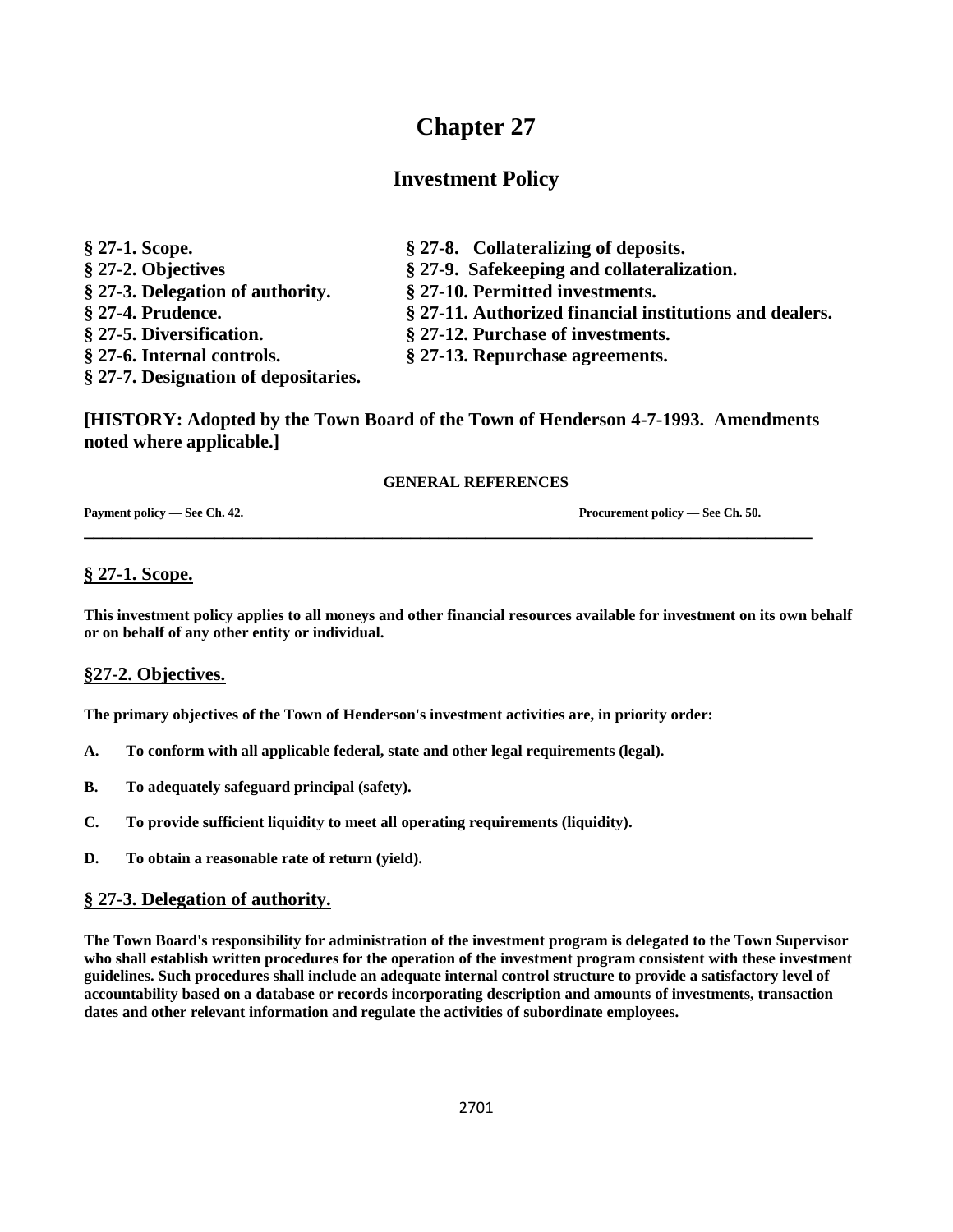# Chapter 27

## Investment Policy

| | |
|---|---|
| § 27-1. Scope. | § 27-8. Collateralizing of deposits. |
| § 27-2. Objectives | § 27-9. Safekeeping and collateralization. |
| § 27-3. Delegation of authority. | § 27-10. Permitted investments. |
| § 27-4. Prudence. | § 27-11. Authorized financial institutions and dealers. |
| § 27-5. Diversification. | § 27-12. Purchase of investments. |
| § 27-6. Internal controls. | § 27-13. Repurchase agreements. |
| § 27-7. Designation of depositaries. | |

**[HISTORY: Adopted by the Town Board of the Town of Henderson 4-7-1993. Amendments noted where applicable.]**

**GENERAL REFERENCES**

**Payment policy — See Ch. 42.** **Procurement policy — See Ch. 50.**

---

### § 27-1. Scope.

**This investment policy applies to all moneys and other financial resources available for investment on its own behalf or on behalf of any other entity or individual.**

### §27-2. Objectives.

**The primary objectives of the Town of Henderson's investment activities are, in priority order:**

**A. To conform with all applicable federal, state and other legal requirements (legal).**

**B. To adequately safeguard principal (safety).**

**C. To provide sufficient liquidity to meet all operating requirements (liquidity).**

**D. To obtain a reasonable rate of return (yield).**

### § 27-3. Delegation of authority.

**The Town Board's responsibility for administration of the investment program is delegated to the Town Supervisor who shall establish written procedures for the operation of the investment program consistent with these investment guidelines. Such procedures shall include an adequate internal control structure to provide a satisfactory level of accountability based on a database or records incorporating description and amounts of investments, transaction dates and other relevant information and regulate the activities of subordinate employees.**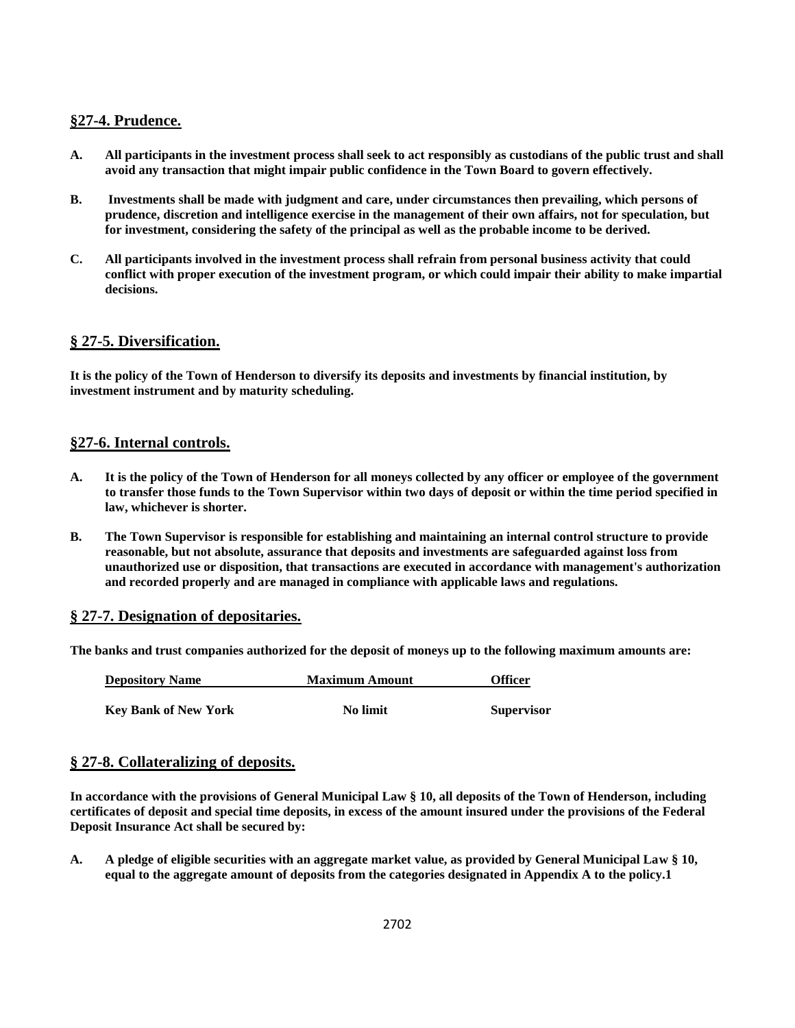## §27-4. Prudence.

**A. All participants in the investment process shall seek to act responsibly as custodians of the public trust and shall avoid any transaction that might impair public confidence in the Town Board to govern effectively.**

**B. Investments shall be made with judgment and care, under circumstances then prevailing, which persons of prudence, discretion and intelligence exercise in the management of their own affairs, not for speculation, but for investment, considering the safety of the principal as well as the probable income to be derived.**

**C. All participants involved in the investment process shall refrain from personal business activity that could conflict with proper execution of the investment program, or which could impair their ability to make impartial decisions.**

## § 27-5. Diversification.

**It is the policy of the Town of Henderson to diversify its deposits and investments by financial institution, by investment instrument and by maturity scheduling.**

## §27-6. Internal controls.

**A. It is the policy of the Town of Henderson for all moneys collected by any officer or employee of the government to transfer those funds to the Town Supervisor within two days of deposit or within the time period specified in law, whichever is shorter.**

**B. The Town Supervisor is responsible for establishing and maintaining an internal control structure to provide reasonable, but not absolute, assurance that deposits and investments are safeguarded against loss from unauthorized use or disposition, that transactions are executed in accordance with management's authorization and recorded properly and are managed in compliance with applicable laws and regulations.**

## § 27-7. Designation of depositaries.

**The banks and trust companies authorized for the deposit of moneys up to the following maximum amounts are:**

| Depository Name | Maximum Amount | Officer |
|---|---|---|
| Key Bank of New York | No limit | Supervisor |

## § 27-8. Collateralizing of deposits.

**In accordance with the provisions of General Municipal Law § 10, all deposits of the Town of Henderson, including certificates of deposit and special time deposits, in excess of the amount insured under the provisions of the Federal Deposit Insurance Act shall be secured by:**

**A. A pledge of eligible securities with an aggregate market value, as provided by General Municipal Law § 10, equal to the aggregate amount of deposits from the categories designated in Appendix A to the policy.[1]**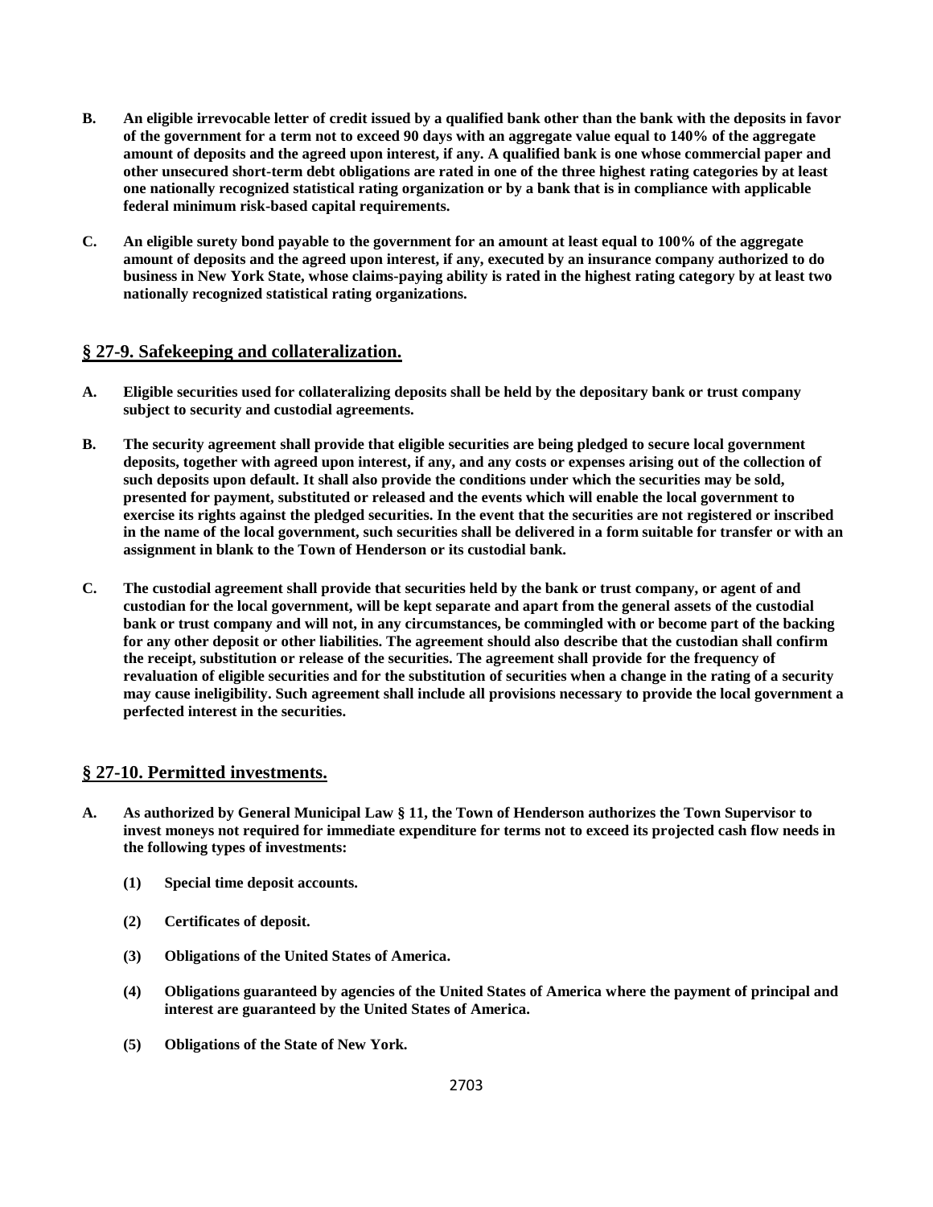**B. An eligible irrevocable letter of credit issued by a qualified bank other than the bank with the deposits in favor of the government for a term not to exceed 90 days with an aggregate value equal to 140% of the aggregate amount of deposits and the agreed upon interest, if any. A qualified bank is one whose commercial paper and other unsecured short-term debt obligations are rated in one of the three highest rating categories by at least one nationally recognized statistical rating organization or by a bank that is in compliance with applicable federal minimum risk-based capital requirements.**

**C. An eligible surety bond payable to the government for an amount at least equal to 100% of the aggregate amount of deposits and the agreed upon interest, if any, executed by an insurance company authorized to do business in New York State, whose claims-paying ability is rated in the highest rating category by at least two nationally recognized statistical rating organizations.**

## § 27-9. Safekeeping and collateralization.

**A. Eligible securities used for collateralizing deposits shall be held by the depositary bank or trust company subject to security and custodial agreements.**

**B. The security agreement shall provide that eligible securities are being pledged to secure local government deposits, together with agreed upon interest, if any, and any costs or expenses arising out of the collection of such deposits upon default. It shall also provide the conditions under which the securities may be sold, presented for payment, substituted or released and the events which will enable the local government to exercise its rights against the pledged securities. In the event that the securities are not registered or inscribed in the name of the local government, such securities shall be delivered in a form suitable for transfer or with an assignment in blank to the Town of Henderson or its custodial bank.**

**C. The custodial agreement shall provide that securities held by the bank or trust company, or agent of and custodian for the local government, will be kept separate and apart from the general assets of the custodial bank or trust company and will not, in any circumstances, be commingled with or become part of the backing for any other deposit or other liabilities. The agreement should also describe that the custodian shall confirm the receipt, substitution or release of the securities. The agreement shall provide for the frequency of revaluation of eligible securities and for the substitution of securities when a change in the rating of a security may cause ineligibility. Such agreement shall include all provisions necessary to provide the local government a perfected interest in the securities.**

## § 27-10. Permitted investments.

**A. As authorized by General Municipal Law § 11, the Town of Henderson authorizes the Town Supervisor to invest moneys not required for immediate expenditure for terms not to exceed its projected cash flow needs in the following types of investments:**

**(1) Special time deposit accounts.**

**(2) Certificates of deposit.**

**(3) Obligations of the United States of America.**

**(4) Obligations guaranteed by agencies of the United States of America where the payment of principal and interest are guaranteed by the United States of America.**

**(5) Obligations of the State of New York.**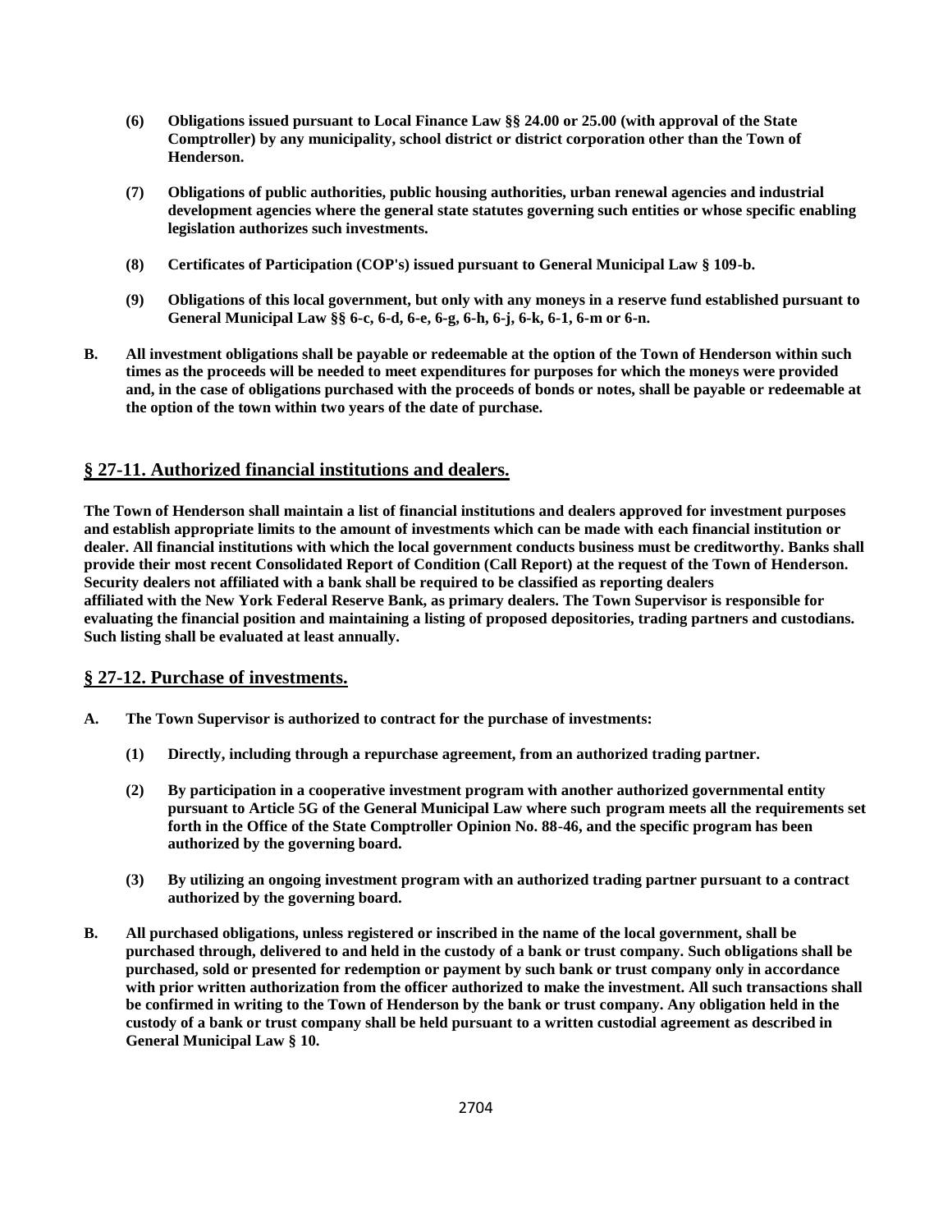**(6) Obligations issued pursuant to Local Finance Law §§ 24.00 or 25.00 (with approval of the State Comptroller) by any municipality, school district or district corporation other than the Town of Henderson.**

**(7) Obligations of public authorities, public housing authorities, urban renewal agencies and industrial development agencies where the general state statutes governing such entities or whose specific enabling legislation authorizes such investments.**

**(8) Certificates of Participation (COP's) issued pursuant to General Municipal Law § 109-b.**

**(9) Obligations of this local government, but only with any moneys in a reserve fund established pursuant to General Municipal Law §§ 6-c, 6-d, 6-e, 6-g, 6-h, 6-j, 6-k, 6-1, 6-m or 6-n.**

**B. All investment obligations shall be payable or redeemable at the option of the Town of Henderson within such times as the proceeds will be needed to meet expenditures for purposes for which the moneys were provided and, in the case of obligations purchased with the proceeds of bonds or notes, shall be payable or redeemable at the option of the town within two years of the date of purchase.**

## § 27-11. Authorized financial institutions and dealers.

**The Town of Henderson shall maintain a list of financial institutions and dealers approved for investment purposes and establish appropriate limits to the amount of investments which can be made with each financial institution or dealer. All financial institutions with which the local government conducts business must be creditworthy. Banks shall provide their most recent Consolidated Report of Condition (Call Report) at the request of the Town of Henderson. Security dealers not affiliated with a bank shall be required to be classified as reporting dealers affiliated with the New York Federal Reserve Bank, as primary dealers. The Town Supervisor is responsible for evaluating the financial position and maintaining a listing of proposed depositories, trading partners and custodians. Such listing shall be evaluated at least annually.**

## § 27-12. Purchase of investments.

**A. The Town Supervisor is authorized to contract for the purchase of investments:**

**(1) Directly, including through a repurchase agreement, from an authorized trading partner.**

**(2) By participation in a cooperative investment program with another authorized governmental entity pursuant to Article 5G of the General Municipal Law where such program meets all the requirements set forth in the Office of the State Comptroller Opinion No. 88-46, and the specific program has been authorized by the governing board.**

**(3) By utilizing an ongoing investment program with an authorized trading partner pursuant to a contract authorized by the governing board.**

**B. All purchased obligations, unless registered or inscribed in the name of the local government, shall be purchased through, delivered to and held in the custody of a bank or trust company. Such obligations shall be purchased, sold or presented for redemption or payment by such bank or trust company only in accordance with prior written authorization from the officer authorized to make the investment. All such transactions shall be confirmed in writing to the Town of Henderson by the bank or trust company. Any obligation held in the custody of a bank or trust company shall be held pursuant to a written custodial agreement as described in General Municipal Law § 10.**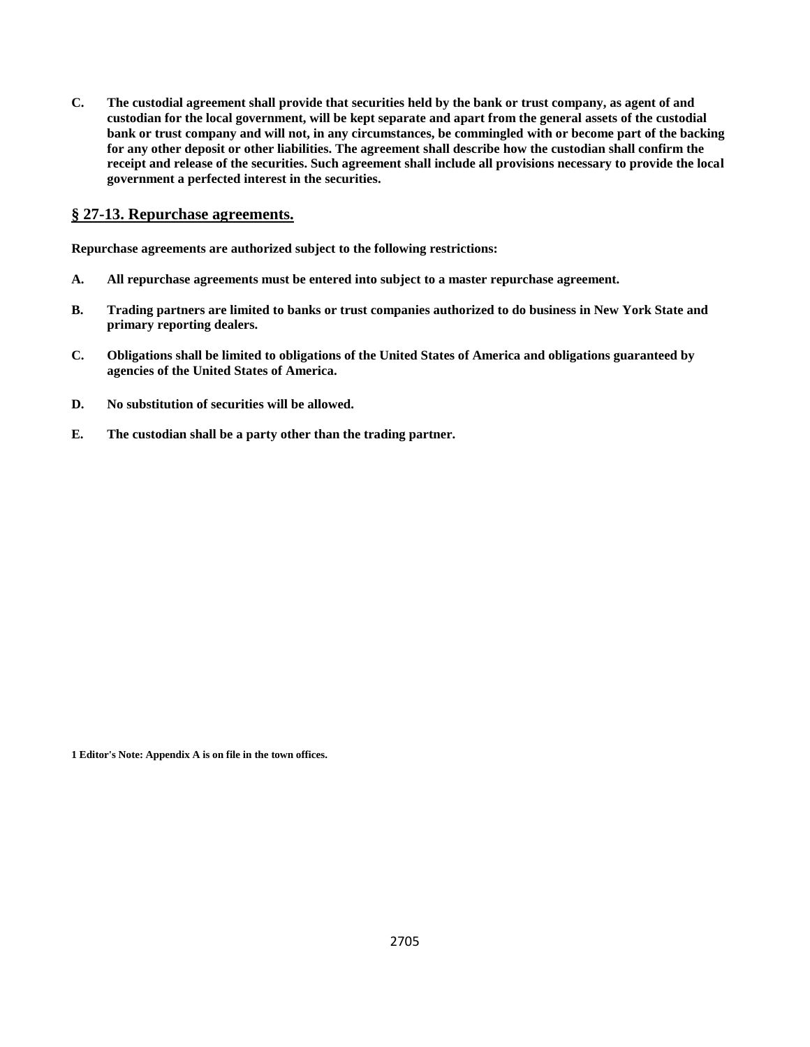**C. The custodial agreement shall provide that securities held by the bank or trust company, as agent of and custodian for the local government, will be kept separate and apart from the general assets of the custodial bank or trust company and will not, in any circumstances, be commingled with or become part of the backing for any other deposit or other liabilities. The agreement shall describe how the custodian shall confirm the receipt and release of the securities. Such agreement shall include all provisions necessary to provide the local government a perfected interest in the securities.**

## § 27-13. Repurchase agreements.

**Repurchase agreements are authorized subject to the following restrictions:**

**A. All repurchase agreements must be entered into subject to a master repurchase agreement.**

**B. Trading partners are limited to banks or trust companies authorized to do business in New York State and primary reporting dealers.**

**C. Obligations shall be limited to obligations of the United States of America and obligations guaranteed by agencies of the United States of America.**

**D. No substitution of securities will be allowed.**

**E. The custodian shall be a party other than the trading partner.**

**1 Editor's Note: Appendix A is on file in the town offices.**